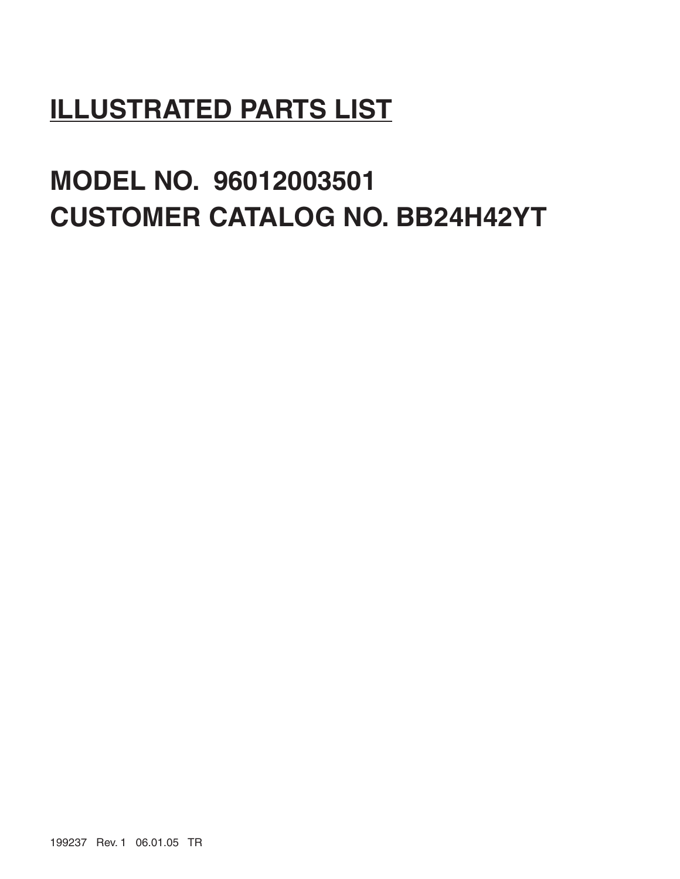# ILLUSTRATED PARTS LIST

## MODEL NO. 96012003501
## CUSTOMER CATALOG NO. BB24H42YT

199237 Rev. 1 06.01.05 TR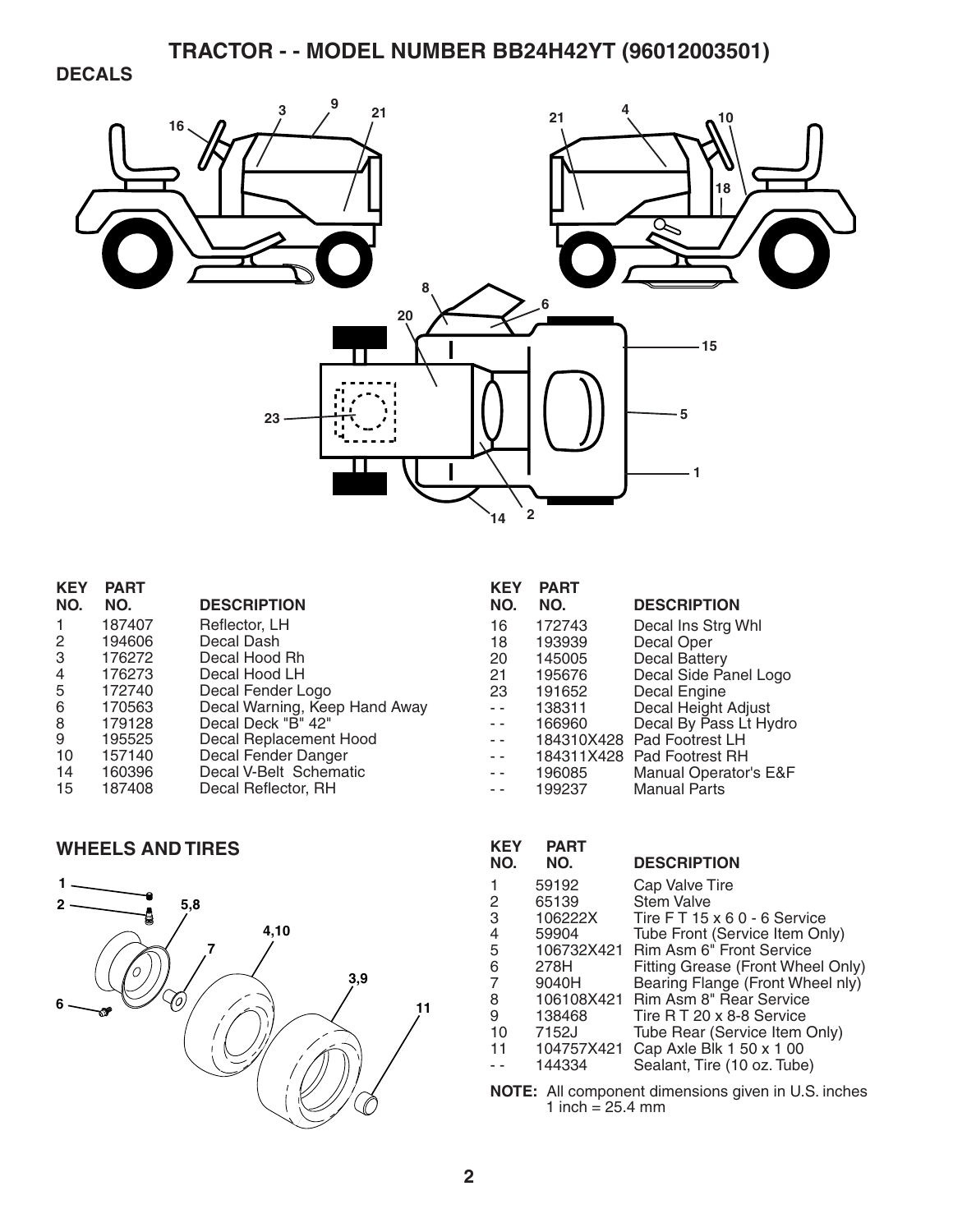# TRACTOR - - MODEL NUMBER BB24H42YT (96012003501)

## DECALS

| KEY NO. | PART NO. | DESCRIPTION |
|---|---|---|
| 1 | 187407 | Reflector, LH |
| 2 | 194606 | Decal Dash |
| 3 | 176272 | Decal Hood Rh |
| 4 | 176273 | Decal Hood LH |
| 5 | 172740 | Decal Fender Logo |
| 6 | 170563 | Decal Warning, Keep Hand Away |
| 8 | 179128 | Decal Deck "B" 42" |
| 9 | 195525 | Decal Replacement Hood |
| 10 | 157140 | Decal Fender Danger |
| 14 | 160396 | Decal V-Belt Schematic |
| 15 | 187408 | Decal Reflector, RH |
| 16 | 172743 | Decal Ins Strg Whl |
| 18 | 193939 | Decal Oper |
| 20 | 145005 | Decal Battery |
| 21 | 195676 | Decal Side Panel Logo |
| 23 | 191652 | Decal Engine |
| - - | 138311 | Decal Height Adjust |
| - - | 166960 | Decal By Pass Lt Hydro |
| - - | 184310X428 | Pad Footrest LH |
| - - | 184311X428 | Pad Footrest RH |
| - - | 196085 | Manual Operator's E&F |
| - - | 199237 | Manual Parts |

## WHEELS AND TIRES

| KEY NO. | PART NO. | DESCRIPTION |
|---|---|---|
| 1 | 59192 | Cap Valve Tire |
| 2 | 65139 | Stem Valve |
| 3 | 106222X | Tire F T 15 x 6 0 - 6 Service |
| 4 | 59904 | Tube Front (Service Item Only) |
| 5 | 106732X421 | Rim Asm 6" Front Service |
| 6 | 278H | Fitting Grease (Front Wheel Only) |
| 7 | 9040H | Bearing Flange (Front Wheel nly) |
| 8 | 106108X421 | Rim Asm 8" Rear Service |
| 9 | 138468 | Tire R T 20 x 8-8 Service |
| 10 | 7152J | Tube Rear (Service Item Only) |
| 11 | 104757X421 | Cap Axle Blk 1 50 x 1 00 |
| - - | 144334 | Sealant, Tire (10 oz. Tube) |

**NOTE:** All component dimensions given in U.S. inches
1 inch = 25.4 mm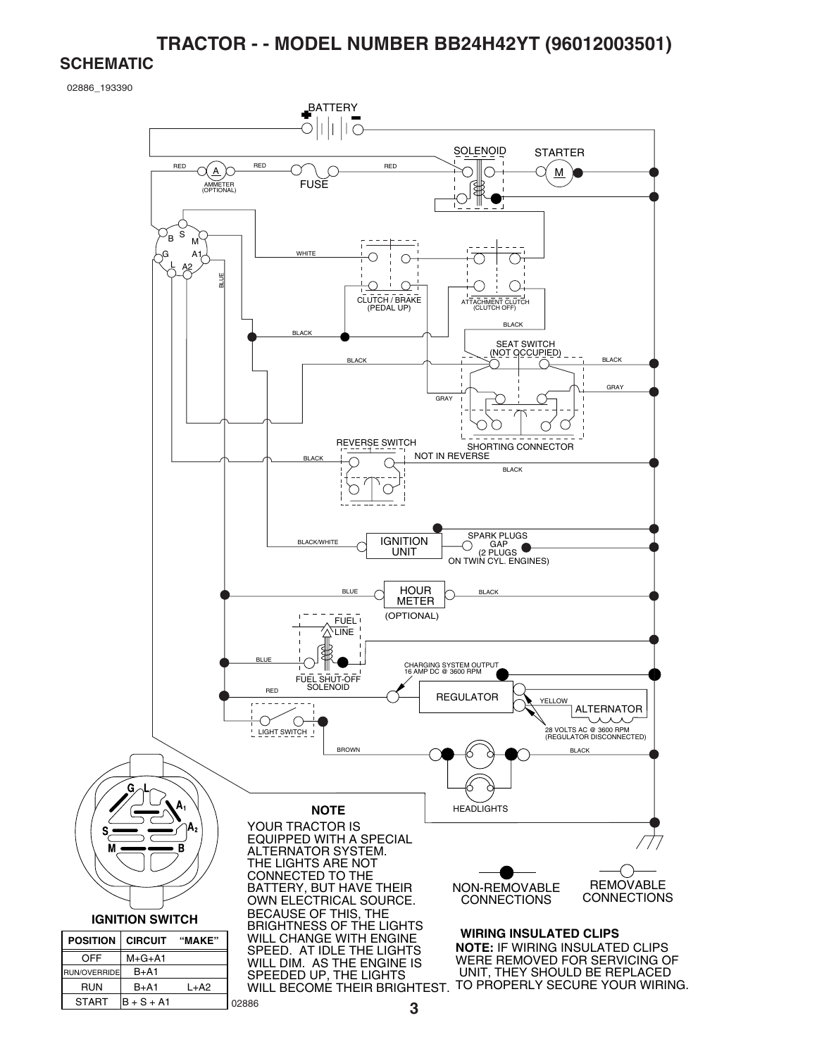# TRACTOR - - MODEL NUMBER BB24H42YT (96012003501)

## SCHEMATIC

02886_193390

BATTERY

SOLENOID

STARTER

RED

AMMETER (OPTIONAL)

RED

FUSE

RED

B S M G A1 L A2

WHITE

BLUE

CLUTCH / BRAKE (PEDAL UP)

ATTACHMENT CLUTCH (CLUTCH OFF)

BLACK

BLACK

SEAT SWITCH (NOT OCCUPIED)

BLACK

BLACK

GRAY

GRAY

SHORTING CONNECTOR

REVERSE SWITCH

NOT IN REVERSE

BLACK

BLACK

BLACK/WHITE

IGNITION UNIT

SPARK PLUGS GAP (2 PLUGS ON TWIN CYL. ENGINES)

BLUE

HOUR METER (OPTIONAL)

BLACK

FUEL LINE

BLUE

FUEL SHUT-OFF SOLENOID

CHARGING SYSTEM OUTPUT 16 AMP DC @ 3600 RPM

RED

REGULATOR

YELLOW

ALTERNATOR

28 VOLTS AC @ 3600 RPM (REGULATOR DISCONNECTED)

LIGHT SWITCH

BROWN

BLACK

HEADLIGHTS

### NOTE

YOUR TRACTOR IS EQUIPPED WITH A SPECIAL ALTERNATOR SYSTEM. THE LIGHTS ARE NOT CONNECTED TO THE BATTERY, BUT HAVE THEIR OWN ELECTRICAL SOURCE. BECAUSE OF THIS, THE BRIGHTNESS OF THE LIGHTS WILL CHANGE WITH ENGINE SPEED. AT IDLE THE LIGHTS WILL DIM. AS THE ENGINE IS SPEEDED UP, THE LIGHTS WILL BECOME THEIR BRIGHTEST.

NON-REMOVABLE CONNECTIONS

REMOVABLE CONNECTIONS

### WIRING INSULATED CLIPS

**NOTE:** IF WIRING INSULATED CLIPS WERE REMOVED FOR SERVICING OF UNIT, THEY SHOULD BE REPLACED TO PROPERLY SECURE YOUR WIRING.

### IGNITION SWITCH

| POSITION | CIRCUIT | "MAKE" |
|---|---|---|
| OFF | M+G+A1 | |
| RUN/OVERRIDE | B+A1 | |
| RUN | B+A1 | L+A2 |
| START | B + S + A1 | |

02886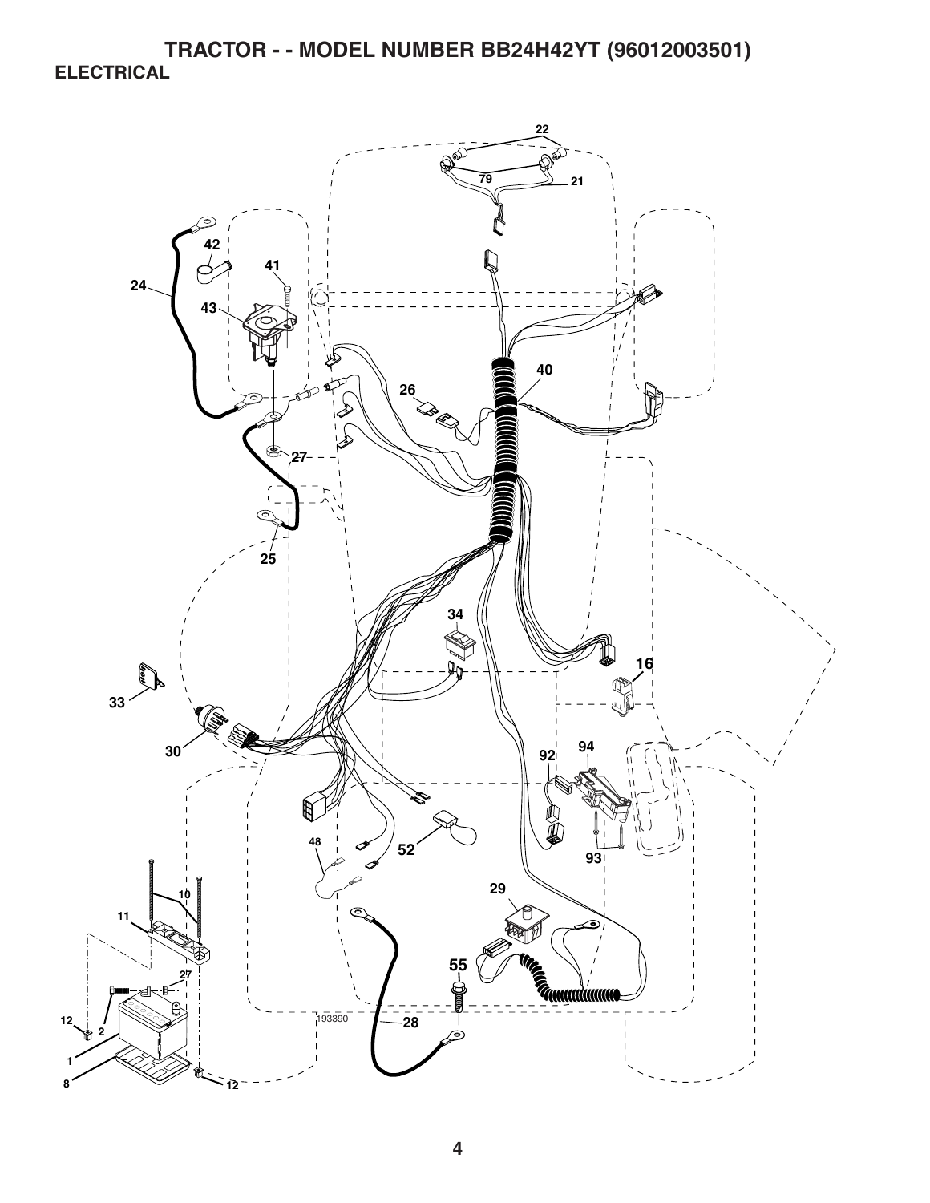# TRACTOR - - MODEL NUMBER BB24H42YT (96012003501)

## ELECTRICAL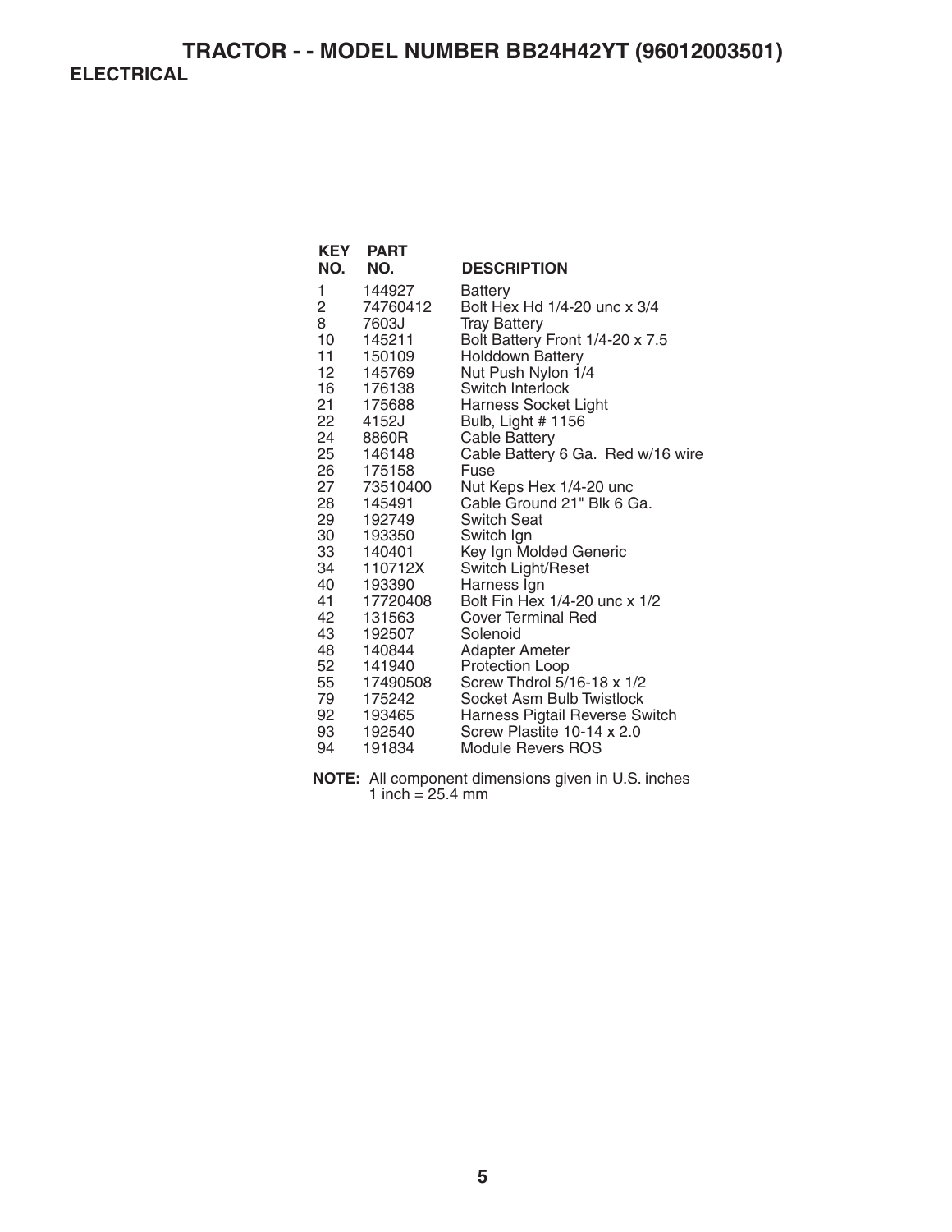# TRACTOR - - MODEL NUMBER BB24H42YT (96012003501)

## ELECTRICAL

| KEY NO. | PART NO. | DESCRIPTION |
|---|---|---|
| 1 | 144927 | Battery |
| 2 | 74760412 | Bolt Hex Hd 1/4-20 unc x 3/4 |
| 8 | 7603J | Tray Battery |
| 10 | 145211 | Bolt Battery Front 1/4-20 x 7.5 |
| 11 | 150109 | Holddown Battery |
| 12 | 145769 | Nut Push Nylon 1/4 |
| 16 | 176138 | Switch Interlock |
| 21 | 175688 | Harness Socket Light |
| 22 | 4152J | Bulb, Light # 1156 |
| 24 | 8860R | Cable Battery |
| 25 | 146148 | Cable Battery 6 Ga. Red w/16 wire |
| 26 | 175158 | Fuse |
| 27 | 73510400 | Nut Keps Hex 1/4-20 unc |
| 28 | 145491 | Cable Ground 21" Blk 6 Ga. |
| 29 | 192749 | Switch Seat |
| 30 | 193350 | Switch Ign |
| 33 | 140401 | Key Ign Molded Generic |
| 34 | 110712X | Switch Light/Reset |
| 40 | 193390 | Harness Ign |
| 41 | 17720408 | Bolt Fin Hex 1/4-20 unc x 1/2 |
| 42 | 131563 | Cover Terminal Red |
| 43 | 192507 | Solenoid |
| 48 | 140844 | Adapter Ameter |
| 52 | 141940 | Protection Loop |
| 55 | 17490508 | Screw Thdrol 5/16-18 x 1/2 |
| 79 | 175242 | Socket Asm Bulb Twistlock |
| 92 | 193465 | Harness Pigtail Reverse Switch |
| 93 | 192540 | Screw Plastite 10-14 x 2.0 |
| 94 | 191834 | Module Revers ROS |

**NOTE:** All component dimensions given in U.S. inches
1 inch = 25.4 mm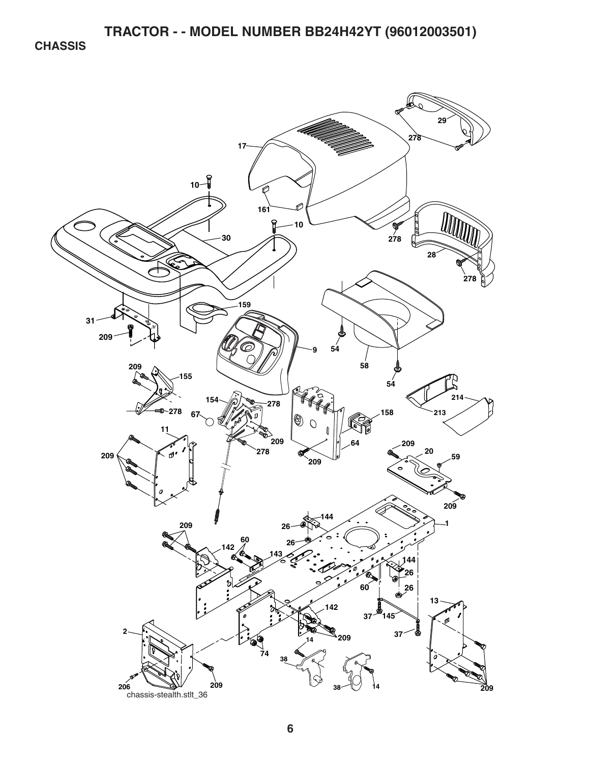# TRACTOR - - MODEL NUMBER BB24H42YT (96012003501)

## CHASSIS

chassis-stealth.stlt_36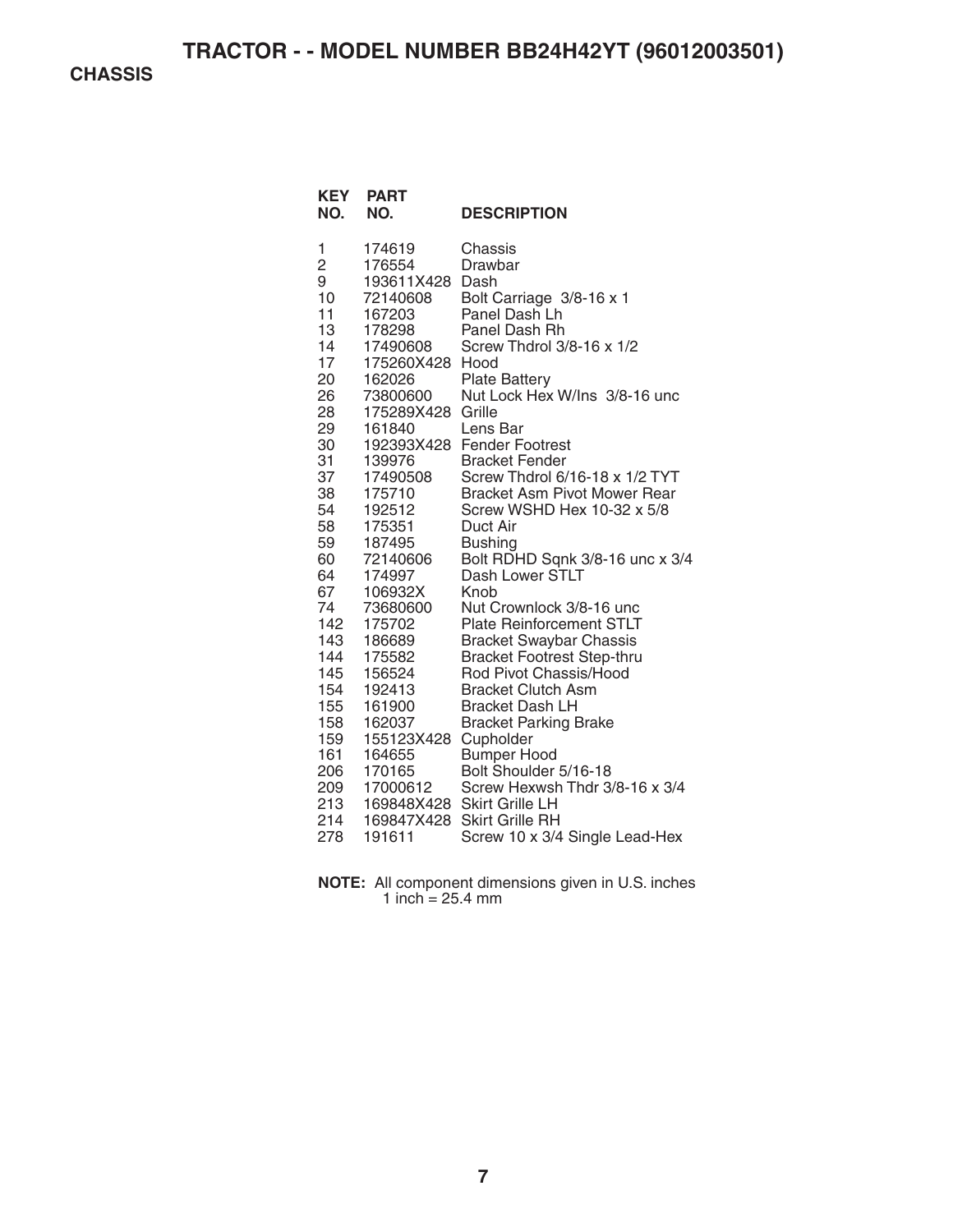# TRACTOR - - MODEL NUMBER BB24H42YT (96012003501)

## CHASSIS

| KEY NO. | PART NO. | DESCRIPTION |
|---|---|---|
| 1 | 174619 | Chassis |
| 2 | 176554 | Drawbar |
| 9 | 193611X428 | Dash |
| 10 | 72140608 | Bolt Carriage 3/8-16 x 1 |
| 11 | 167203 | Panel Dash Lh |
| 13 | 178298 | Panel Dash Rh |
| 14 | 17490608 | Screw Thdrol 3/8-16 x 1/2 |
| 17 | 175260X428 | Hood |
| 20 | 162026 | Plate Battery |
| 26 | 73800600 | Nut Lock Hex W/Ins 3/8-16 unc |
| 28 | 175289X428 | Grille |
| 29 | 161840 | Lens Bar |
| 30 | 192393X428 | Fender Footrest |
| 31 | 139976 | Bracket Fender |
| 37 | 17490508 | Screw Thdrol 6/16-18 x 1/2 TYT |
| 38 | 175710 | Bracket Asm Pivot Mower Rear |
| 54 | 192512 | Screw WSHD Hex 10-32 x 5/8 |
| 58 | 175351 | Duct Air |
| 59 | 187495 | Bushing |
| 60 | 72140606 | Bolt RDHD Sqnk 3/8-16 unc x 3/4 |
| 64 | 174997 | Dash Lower STLT |
| 67 | 106932X | Knob |
| 74 | 73680600 | Nut Crownlock 3/8-16 unc |
| 142 | 175702 | Plate Reinforcement STLT |
| 143 | 186689 | Bracket Swaybar Chassis |
| 144 | 175582 | Bracket Footrest Step-thru |
| 145 | 156524 | Rod Pivot Chassis/Hood |
| 154 | 192413 | Bracket Clutch Asm |
| 155 | 161900 | Bracket Dash LH |
| 158 | 162037 | Bracket Parking Brake |
| 159 | 155123X428 | Cupholder |
| 161 | 164655 | Bumper Hood |
| 206 | 170165 | Bolt Shoulder 5/16-18 |
| 209 | 17000612 | Screw Hexwsh Thdr 3/8-16 x 3/4 |
| 213 | 169848X428 | Skirt Grille LH |
| 214 | 169847X428 | Skirt Grille RH |
| 278 | 191611 | Screw 10 x 3/4 Single Lead-Hex |

**NOTE:** All component dimensions given in U.S. inches
1 inch = 25.4 mm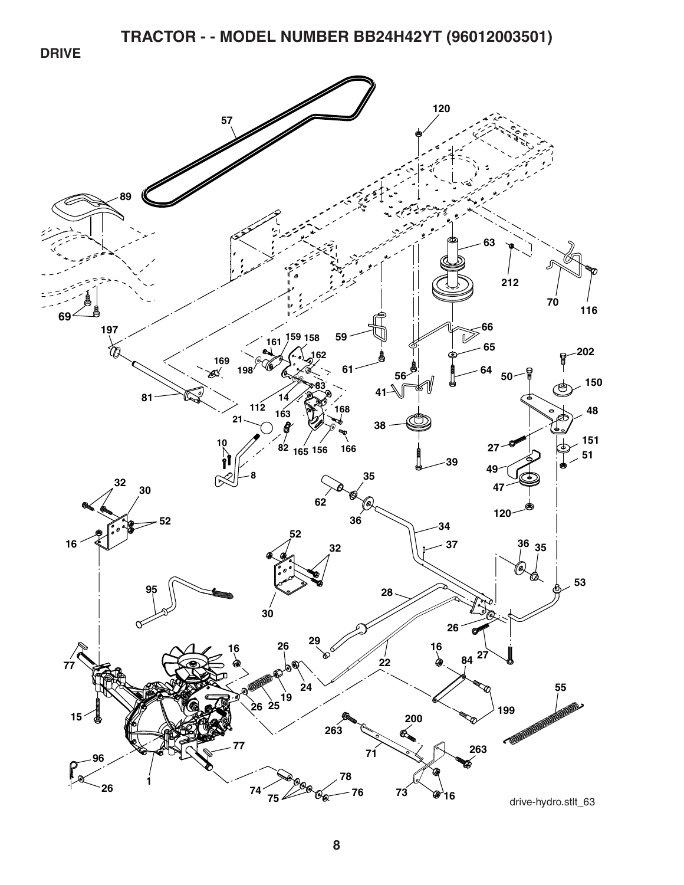# TRACTOR - - MODEL NUMBER BB24H42YT (96012003501)

## DRIVE

57 120 89 63 212 70 116 69 197 66 59 161 159 158 65 202 169 162 61 56 64 50 150 198 14 83 41 81 112 48 163 168 38 21 27 151 51 10 82 165 156 166 39 49 8 47 35 32 30 62 120 36 34 52 16 52 37 32 36 35 53 95 30 28 26 27 29 26 16 22 16 84 77 24 55 19 26 25 199 15 200 263 77 263 71 96 78 26 1 74 75 76 73 16

drive-hydro.stlt_63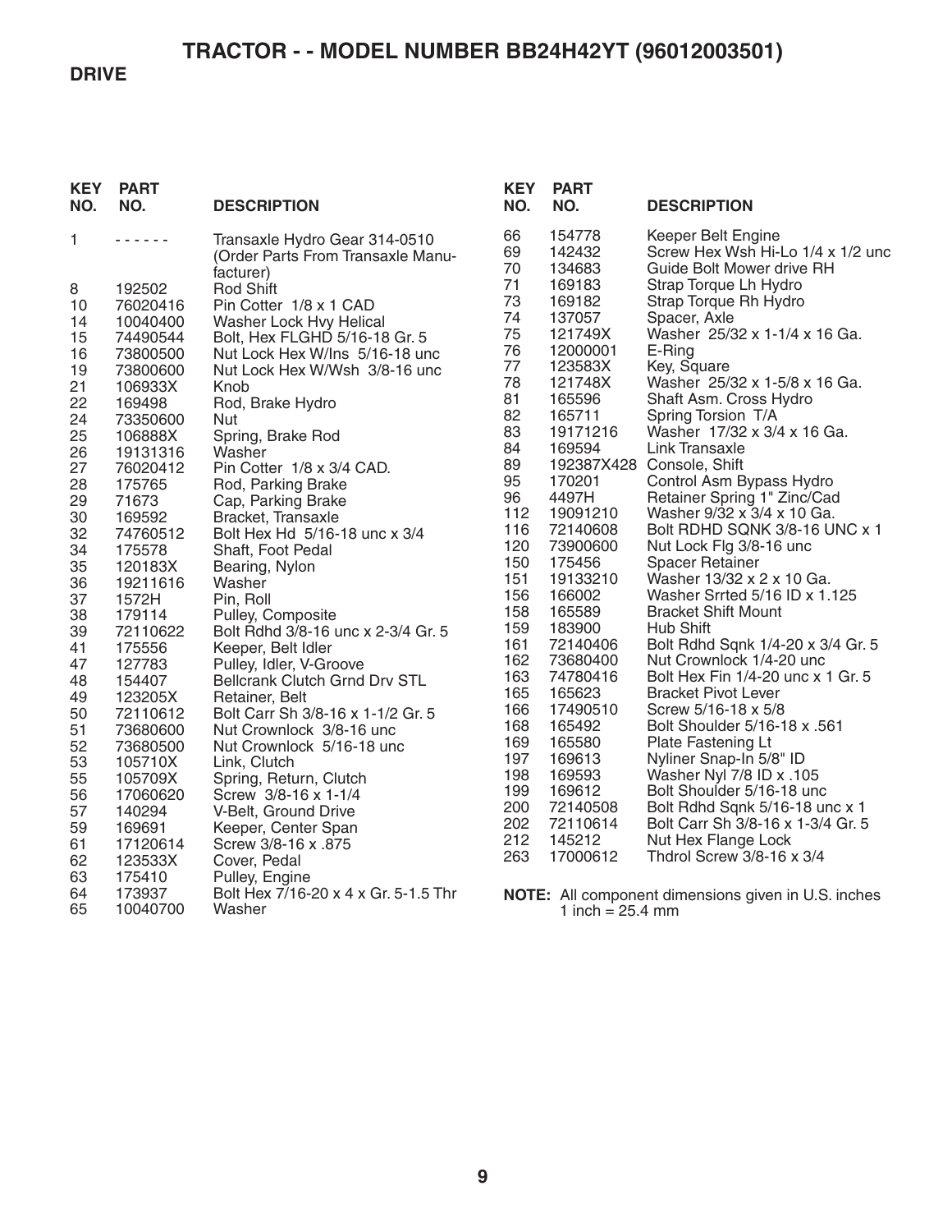# TRACTOR - - MODEL NUMBER BB24H42YT (96012003501)

## DRIVE

| KEY NO. | PART NO. | DESCRIPTION |
|---|---|---|
| 1 | - - - - - - | Transaxle Hydro Gear 314-0510 (Order Parts From Transaxle Manufacturer) |
| 8 | 192502 | Rod Shift |
| 10 | 76020416 | Pin Cotter 1/8 x 1 CAD |
| 14 | 10040400 | Washer Lock Hvy Helical |
| 15 | 74490544 | Bolt, Hex FLGHD 5/16-18 Gr. 5 |
| 16 | 73800500 | Nut Lock Hex W/Ins 5/16-18 unc |
| 19 | 73800600 | Nut Lock Hex W/Wsh 3/8-16 unc |
| 21 | 106933X | Knob |
| 22 | 169498 | Rod, Brake Hydro |
| 24 | 73350600 | Nut |
| 25 | 106888X | Spring, Brake Rod |
| 26 | 19131316 | Washer |
| 27 | 76020412 | Pin Cotter 1/8 x 3/4 CAD. |
| 28 | 175765 | Rod, Parking Brake |
| 29 | 71673 | Cap, Parking Brake |
| 30 | 169592 | Bracket, Transaxle |
| 32 | 74760512 | Bolt Hex Hd 5/16-18 unc x 3/4 |
| 34 | 175578 | Shaft, Foot Pedal |
| 35 | 120183X | Bearing, Nylon |
| 36 | 19211616 | Washer |
| 37 | 1572H | Pin, Roll |
| 38 | 179114 | Pulley, Composite |
| 39 | 72110622 | Bolt Rdhd 3/8-16 unc x 2-3/4 Gr. 5 |
| 41 | 175556 | Keeper, Belt Idler |
| 47 | 127783 | Pulley, Idler, V-Groove |
| 48 | 154407 | Bellcrank Clutch Grnd Drv STL |
| 49 | 123205X | Retainer, Belt |
| 50 | 72110612 | Bolt Carr Sh 3/8-16 x 1-1/2 Gr. 5 |
| 51 | 73680600 | Nut Crownlock 3/8-16 unc |
| 52 | 73680500 | Nut Crownlock 5/16-18 unc |
| 53 | 105710X | Link, Clutch |
| 55 | 105709X | Spring, Return, Clutch |
| 56 | 17060620 | Screw 3/8-16 x 1-1/4 |
| 57 | 140294 | V-Belt, Ground Drive |
| 59 | 169691 | Keeper, Center Span |
| 61 | 17120614 | Screw 3/8-16 x .875 |
| 62 | 123533X | Cover, Pedal |
| 63 | 175410 | Pulley, Engine |
| 64 | 173937 | Bolt Hex 7/16-20 x 4 x Gr. 5-1.5 Thr |
| 65 | 10040700 | Washer |
| 66 | 154778 | Keeper Belt Engine |
| 69 | 142432 | Screw Hex Wsh Hi-Lo 1/4 x 1/2 unc |
| 70 | 134683 | Guide Bolt Mower drive RH |
| 71 | 169183 | Strap Torque Lh Hydro |
| 73 | 169182 | Strap Torque Rh Hydro |
| 74 | 137057 | Spacer, Axle |
| 75 | 121749X | Washer 25/32 x 1-1/4 x 16 Ga. |
| 76 | 12000001 | E-Ring |
| 77 | 123583X | Key, Square |
| 78 | 121748X | Washer 25/32 x 1-5/8 x 16 Ga. |
| 81 | 165596 | Shaft Asm. Cross Hydro |
| 82 | 165711 | Spring Torsion T/A |
| 83 | 19171216 | Washer 17/32 x 3/4 x 16 Ga. |
| 84 | 169594 | Link Transaxle |
| 89 | 192387X428 | Console, Shift |
| 95 | 170201 | Control Asm Bypass Hydro |
| 96 | 4497H | Retainer Spring 1" Zinc/Cad |
| 112 | 19091210 | Washer 9/32 x 3/4 x 10 Ga. |
| 116 | 72140608 | Bolt RDHD SQNK 3/8-16 UNC x 1 |
| 120 | 73900600 | Nut Lock Flg 3/8-16 unc |
| 150 | 175456 | Spacer Retainer |
| 151 | 19133210 | Washer 13/32 x 2 x 10 Ga. |
| 156 | 166002 | Washer Srrted 5/16 ID x 1.125 |
| 158 | 165589 | Bracket Shift Mount |
| 159 | 183900 | Hub Shift |
| 161 | 72140406 | Bolt Rdhd Sqnk 1/4-20 x 3/4 Gr. 5 |
| 162 | 73680400 | Nut Crownlock 1/4-20 unc |
| 163 | 74780416 | Bolt Hex Fin 1/4-20 unc x 1 Gr. 5 |
| 165 | 165623 | Bracket Pivot Lever |
| 166 | 17490510 | Screw 5/16-18 x 5/8 |
| 168 | 165492 | Bolt Shoulder 5/16-18 x .561 |
| 169 | 165580 | Plate Fastening Lt |
| 197 | 169613 | Nyliner Snap-In 5/8" ID |
| 198 | 169593 | Washer Nyl 7/8 ID x .105 |
| 199 | 169612 | Bolt Shoulder 5/16-18 unc |
| 200 | 72140508 | Bolt Rdhd Sqnk 5/16-18 unc x 1 |
| 202 | 72110614 | Bolt Carr Sh 3/8-16 x 1-3/4 Gr. 5 |
| 212 | 145212 | Nut Hex Flange Lock |
| 263 | 17000612 | Thdrol Screw 3/8-16 x 3/4 |

**NOTE:** All component dimensions given in U.S. inches
1 inch = 25.4 mm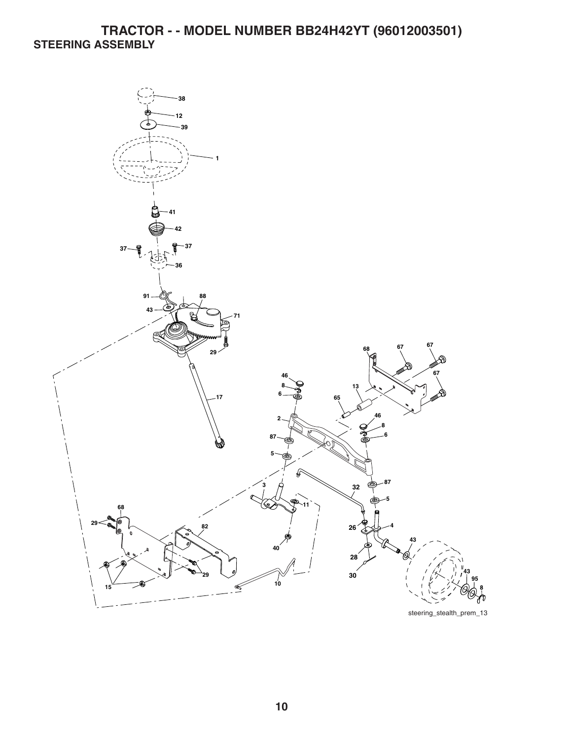# TRACTOR - - MODEL NUMBER BB24H42YT (96012003501)

## STEERING ASSEMBLY

38
12
39
1
41
42
37
37
36
91
88
43
71
29
17
68
67
67
67
46
8
6
13
65
2
46
8
6
87
5
3
32
87
5
11
68
29
82
40
26
4
43
28
30
29
15
10
43
95
8

steering_stealth_prem_13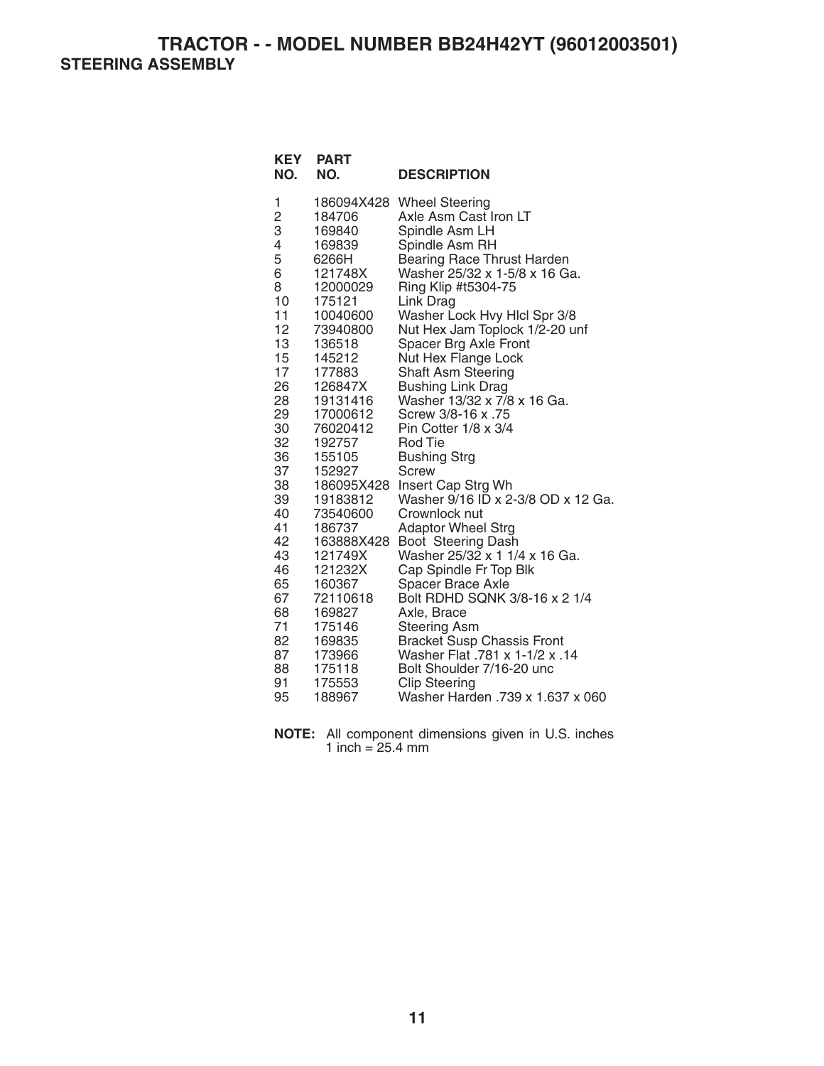# TRACTOR - - MODEL NUMBER BB24H42YT (96012003501)

## STEERING ASSEMBLY

| KEY NO. | PART NO. | DESCRIPTION |
|---|---|---|
| 1 | 186094X428 | Wheel Steering |
| 2 | 184706 | Axle Asm Cast Iron LT |
| 3 | 169840 | Spindle Asm LH |
| 4 | 169839 | Spindle Asm RH |
| 5 | 6266H | Bearing Race Thrust Harden |
| 6 | 121748X | Washer 25/32 x 1-5/8 x 16 Ga. |
| 8 | 12000029 | Ring Klip #t5304-75 |
| 10 | 175121 | Link Drag |
| 11 | 10040600 | Washer Lock Hvy Hlcl Spr 3/8 |
| 12 | 73940800 | Nut Hex Jam Toplock 1/2-20 unf |
| 13 | 136518 | Spacer Brg Axle Front |
| 15 | 145212 | Nut Hex Flange Lock |
| 17 | 177883 | Shaft Asm Steering |
| 26 | 126847X | Bushing Link Drag |
| 28 | 19131416 | Washer 13/32 x 7/8 x 16 Ga. |
| 29 | 17000612 | Screw 3/8-16 x .75 |
| 30 | 76020412 | Pin Cotter 1/8 x 3/4 |
| 32 | 192757 | Rod Tie |
| 36 | 155105 | Bushing Strg |
| 37 | 152927 | Screw |
| 38 | 186095X428 | Insert Cap Strg Wh |
| 39 | 19183812 | Washer 9/16 ID x 2-3/8 OD x 12 Ga. |
| 40 | 73540600 | Crownlock nut |
| 41 | 186737 | Adaptor Wheel Strg |
| 42 | 163888X428 | Boot Steering Dash |
| 43 | 121749X | Washer 25/32 x 1 1/4 x 16 Ga. |
| 46 | 121232X | Cap Spindle Fr Top Blk |
| 65 | 160367 | Spacer Brace Axle |
| 67 | 72110618 | Bolt RDHD SQNK 3/8-16 x 2 1/4 |
| 68 | 169827 | Axle, Brace |
| 71 | 175146 | Steering Asm |
| 82 | 169835 | Bracket Susp Chassis Front |
| 87 | 173966 | Washer Flat .781 x 1-1/2 x .14 |
| 88 | 175118 | Bolt Shoulder 7/16-20 unc |
| 91 | 175553 | Clip Steering |
| 95 | 188967 | Washer Harden .739 x 1.637 x 060 |

**NOTE:** All component dimensions given in U.S. inches
1 inch = 25.4 mm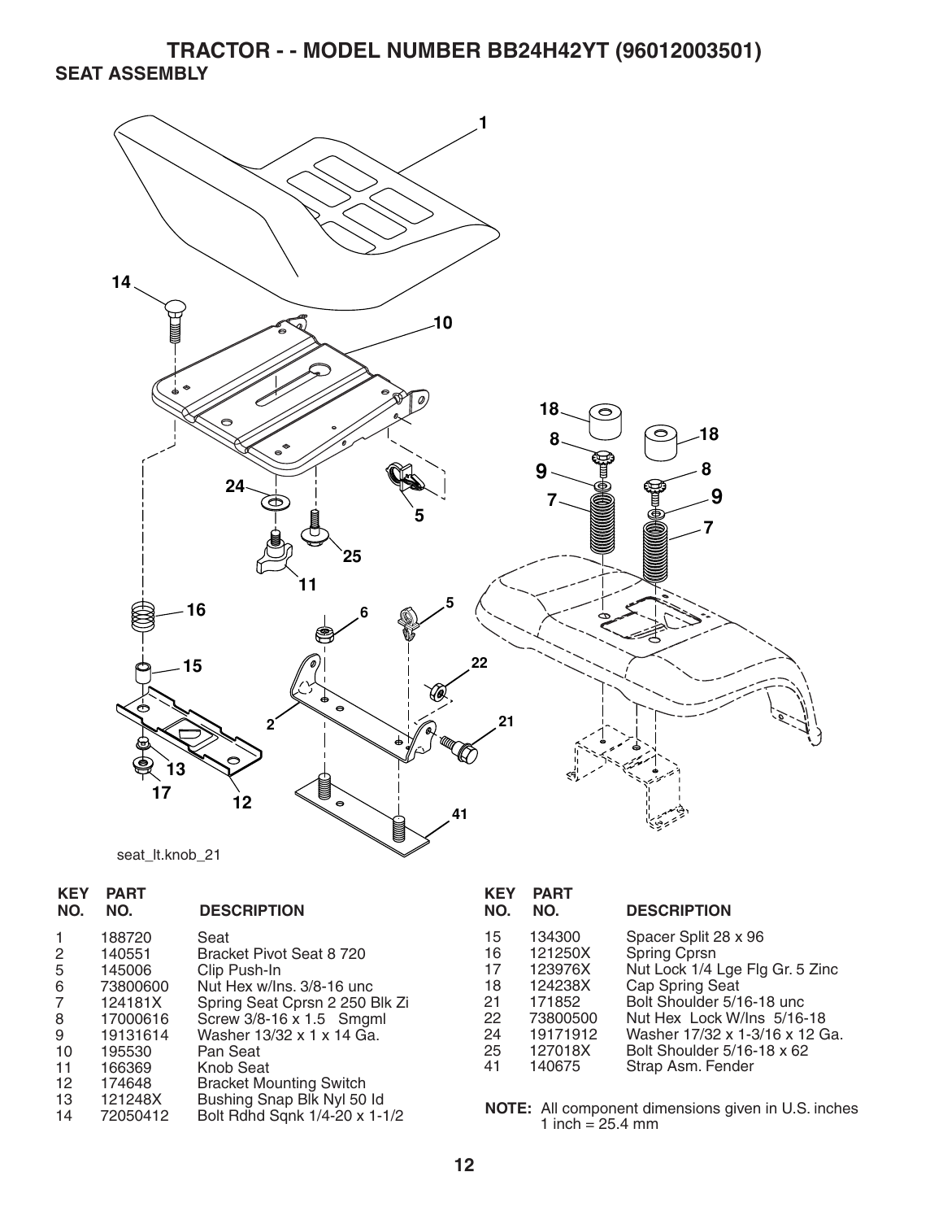# TRACTOR - - MODEL NUMBER BB24H42YT (96012003501)

## SEAT ASSEMBLY

seat_lt.knob_21

| KEY NO. | PART NO. | DESCRIPTION |
|---|---|---|
| 1 | 188720 | Seat |
| 2 | 140551 | Bracket Pivot Seat 8 720 |
| 5 | 145006 | Clip Push-In |
| 6 | 73800600 | Nut Hex w/Ins. 3/8-16 unc |
| 7 | 124181X | Spring Seat Cprsn 2 250 Blk Zi |
| 8 | 17000616 | Screw 3/8-16 x 1.5 Smgml |
| 9 | 19131614 | Washer 13/32 x 1 x 14 Ga. |
| 10 | 195530 | Pan Seat |
| 11 | 166369 | Knob Seat |
| 12 | 174648 | Bracket Mounting Switch |
| 13 | 121248X | Bushing Snap Blk Nyl 50 Id |
| 14 | 72050412 | Bolt Rdhd Sqnk 1/4-20 x 1-1/2 |
| 15 | 134300 | Spacer Split 28 x 96 |
| 16 | 121250X | Spring Cprsn |
| 17 | 123976X | Nut Lock 1/4 Lge Flg Gr. 5 Zinc |
| 18 | 124238X | Cap Spring Seat |
| 21 | 171852 | Bolt Shoulder 5/16-18 unc |
| 22 | 73800500 | Nut Hex Lock W/Ins 5/16-18 |
| 24 | 19171912 | Washer 17/32 x 1-3/16 x 12 Ga. |
| 25 | 127018X | Bolt Shoulder 5/16-18 x 62 |
| 41 | 140675 | Strap Asm. Fender |

**NOTE:** All component dimensions given in U.S. inches
1 inch = 25.4 mm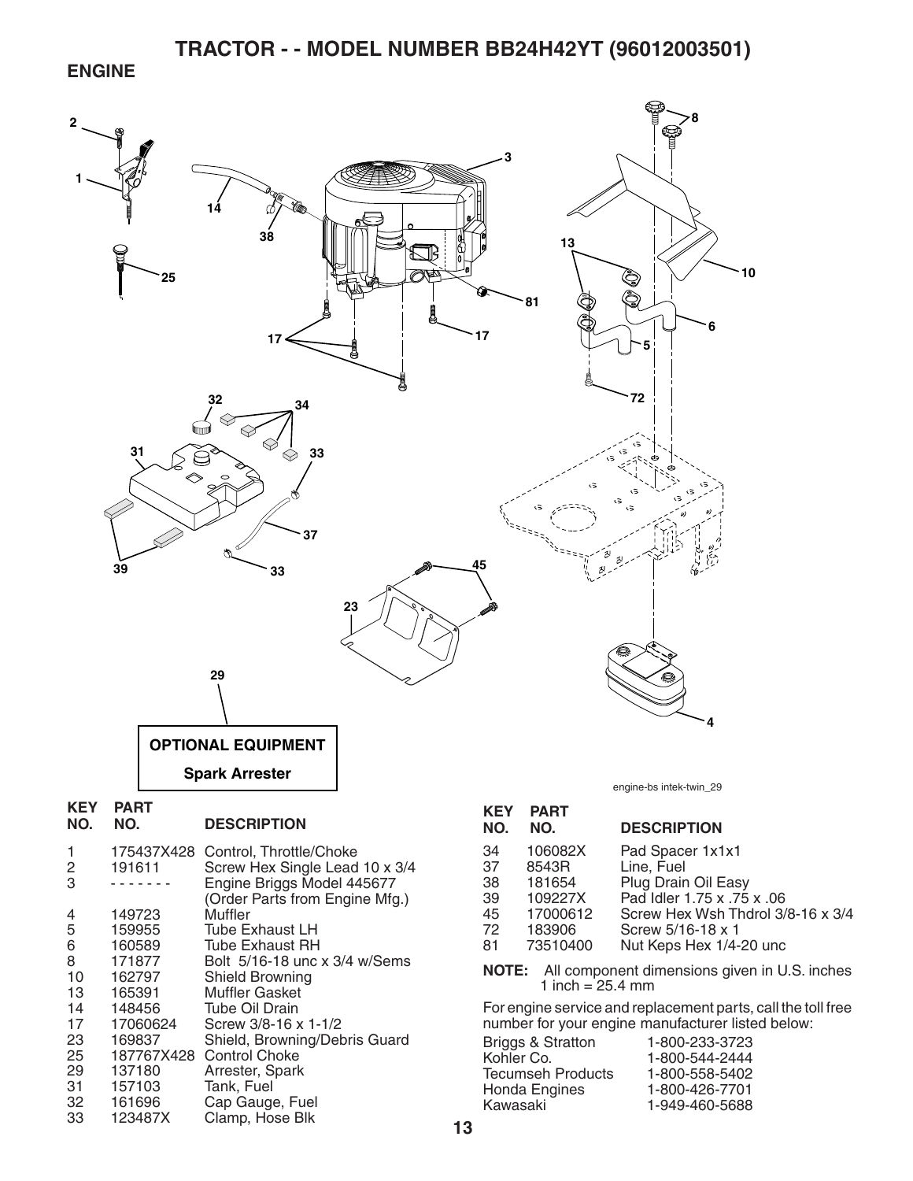# TRACTOR - - MODEL NUMBER BB24H42YT (96012003501)

## ENGINE

**OPTIONAL EQUIPMENT**

**Spark Arrester**

engine-bs intek-twin_29

| KEY NO. | PART NO. | DESCRIPTION |
|---|---|---|
| 1 | 175437X428 | Control, Throttle/Choke |
| 2 | 191611 | Screw Hex Single Lead 10 x 3/4 |
| 3 | - - - - - - - | Engine Briggs Model 445677 (Order Parts from Engine Mfg.) |
| 4 | 149723 | Muffler |
| 5 | 159955 | Tube Exhaust LH |
| 6 | 160589 | Tube Exhaust RH |
| 8 | 171877 | Bolt 5/16-18 unc x 3/4 w/Sems |
| 10 | 162797 | Shield Browning |
| 13 | 165391 | Muffler Gasket |
| 14 | 148456 | Tube Oil Drain |
| 17 | 17060624 | Screw 3/8-16 x 1-1/2 |
| 23 | 169837 | Shield, Browning/Debris Guard |
| 25 | 187767X428 | Control Choke |
| 29 | 137180 | Arrester, Spark |
| 31 | 157103 | Tank, Fuel |
| 32 | 161696 | Cap Gauge, Fuel |
| 33 | 123487X | Clamp, Hose Blk |
| 34 | 106082X | Pad Spacer 1x1x1 |
| 37 | 8543R | Line, Fuel |
| 38 | 181654 | Plug Drain Oil Easy |
| 39 | 109227X | Pad Idler 1.75 x .75 x .06 |
| 45 | 17000612 | Screw Hex Wsh Thdrol 3/8-16 x 3/4 |
| 72 | 183906 | Screw 5/16-18 x 1 |
| 81 | 73510400 | Nut Keps Hex 1/4-20 unc |

**NOTE:** All component dimensions given in U.S. inches
1 inch = 25.4 mm

For engine service and replacement parts, call the toll free number for your engine manufacturer listed below:

| | |
|---|---|
| Briggs & Stratton | 1-800-233-3723 |
| Kohler Co. | 1-800-544-2444 |
| Tecumseh Products | 1-800-558-5402 |
| Honda Engines | 1-800-426-7701 |
| Kawasaki | 1-949-460-5688 |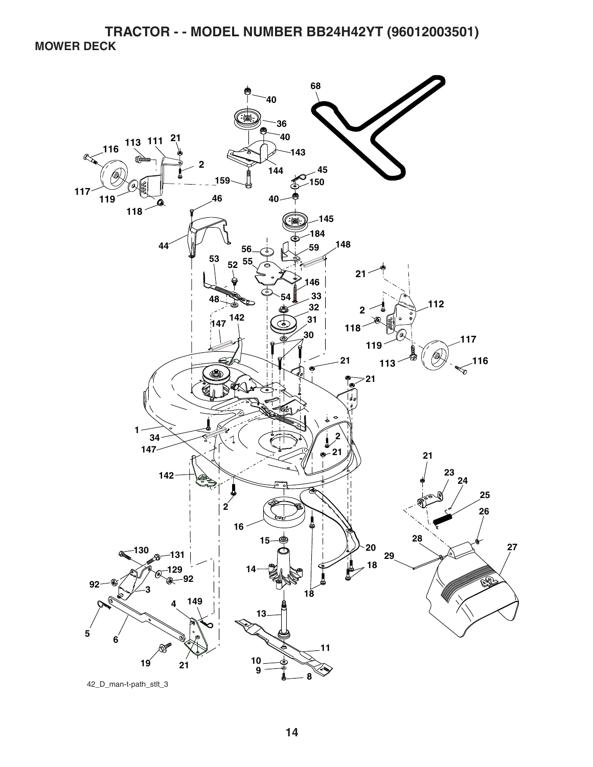# TRACTOR - - MODEL NUMBER BB24H42YT (96012003501)

## MOWER DECK

42_D_man-t-path_stlt_3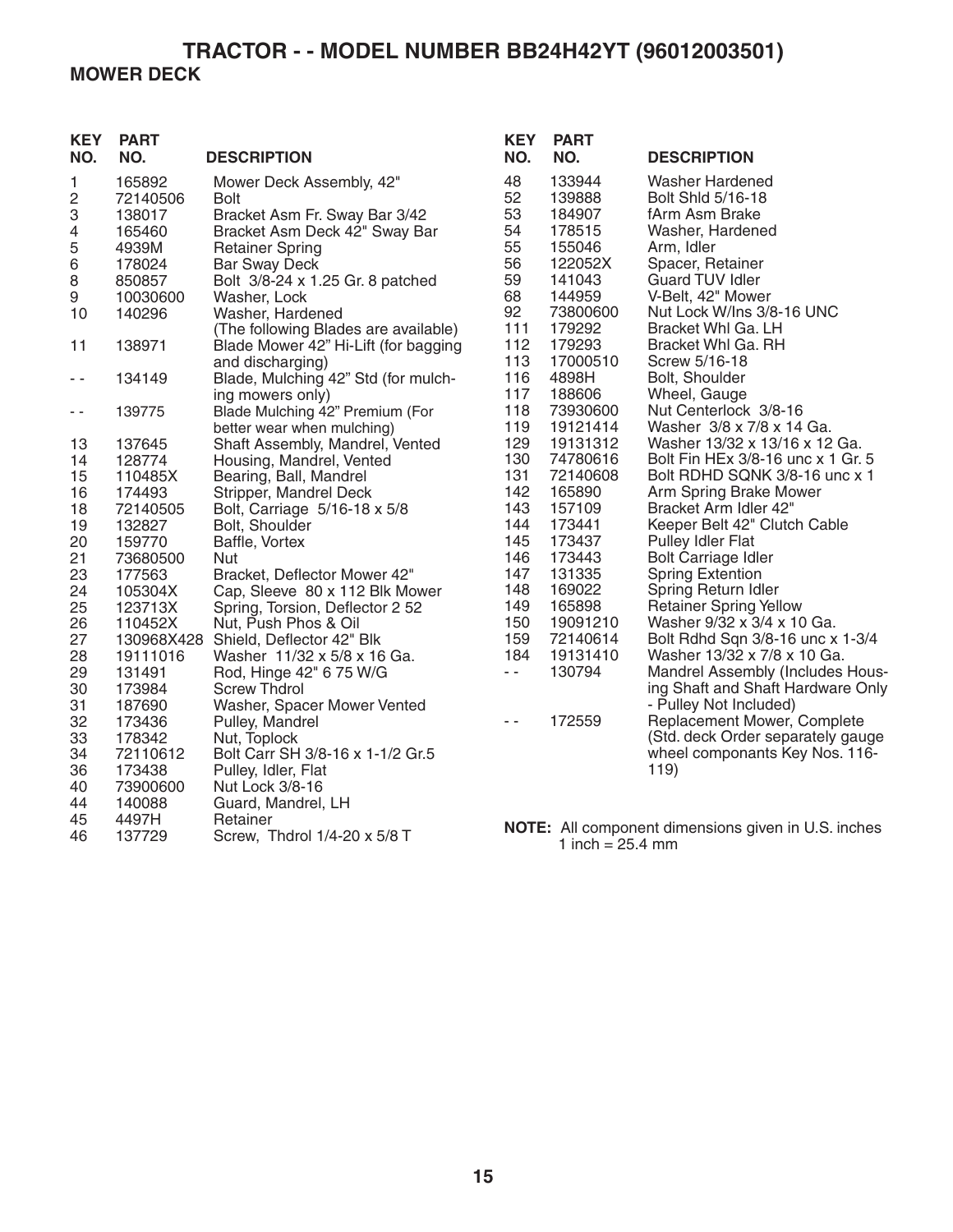# TRACTOR - - MODEL NUMBER BB24H42YT (96012003501)

## MOWER DECK

| KEY NO. | PART NO. | DESCRIPTION |
|---|---|---|
| 1 | 165892 | Mower Deck Assembly, 42" |
| 2 | 72140506 | Bolt |
| 3 | 138017 | Bracket Asm Fr. Sway Bar 3/42 |
| 4 | 165460 | Bracket Asm Deck 42" Sway Bar |
| 5 | 4939M | Retainer Spring |
| 6 | 178024 | Bar Sway Deck |
| 8 | 850857 | Bolt 3/8-24 x 1.25 Gr. 8 patched |
| 9 | 10030600 | Washer, Lock |
| 10 | 140296 | Washer, Hardened |
| | | (The following Blades are available) |
| 11 | 138971 | Blade Mower 42" Hi-Lift (for bagging and discharging) |
| - - | 134149 | Blade, Mulching 42" Std (for mulching mowers only) |
| - - | 139775 | Blade Mulching 42" Premium (For better wear when mulching) |
| 13 | 137645 | Shaft Assembly, Mandrel, Vented |
| 14 | 128774 | Housing, Mandrel, Vented |
| 15 | 110485X | Bearing, Ball, Mandrel |
| 16 | 174493 | Stripper, Mandrel Deck |
| 18 | 72140505 | Bolt, Carriage 5/16-18 x 5/8 |
| 19 | 132827 | Bolt, Shoulder |
| 20 | 159770 | Baffle, Vortex |
| 21 | 73680500 | Nut |
| 23 | 177563 | Bracket, Deflector Mower 42" |
| 24 | 105304X | Cap, Sleeve 80 x 112 Blk Mower |
| 25 | 123713X | Spring, Torsion, Deflector 2 52 |
| 26 | 110452X | Nut, Push Phos & Oil |
| 27 | 130968X428 | Shield, Deflector 42" Blk |
| 28 | 19111016 | Washer 11/32 x 5/8 x 16 Ga. |
| 29 | 131491 | Rod, Hinge 42" 6 75 W/G |
| 30 | 173984 | Screw Thdrol |
| 31 | 187690 | Washer, Spacer Mower Vented |
| 32 | 173436 | Pulley, Mandrel |
| 33 | 178342 | Nut, Toplock |
| 34 | 72110612 | Bolt Carr SH 3/8-16 x 1-1/2 Gr.5 |
| 36 | 173438 | Pulley, Idler, Flat |
| 40 | 73900600 | Nut Lock 3/8-16 |
| 44 | 140088 | Guard, Mandrel, LH |
| 45 | 4497H | Retainer |
| 46 | 137729 | Screw, Thdrol 1/4-20 x 5/8 T |
| 48 | 133944 | Washer Hardened |
| 52 | 139888 | Bolt Shld 5/16-18 |
| 53 | 184907 | fArm Asm Brake |
| 54 | 178515 | Washer, Hardened |
| 55 | 155046 | Arm, Idler |
| 56 | 122052X | Spacer, Retainer |
| 59 | 141043 | Guard TUV Idler |
| 68 | 144959 | V-Belt, 42" Mower |
| 92 | 73800600 | Nut Lock W/Ins 3/8-16 UNC |
| 111 | 179292 | Bracket Whl Ga. LH |
| 112 | 179293 | Bracket Whl Ga. RH |
| 113 | 17000510 | Screw 5/16-18 |
| 116 | 4898H | Bolt, Shoulder |
| 117 | 188606 | Wheel, Gauge |
| 118 | 73930600 | Nut Centerlock 3/8-16 |
| 119 | 19121414 | Washer 3/8 x 7/8 x 14 Ga. |
| 129 | 19131312 | Washer 13/32 x 13/16 x 12 Ga. |
| 130 | 74780616 | Bolt Fin HEx 3/8-16 unc x 1 Gr. 5 |
| 131 | 72140608 | Bolt RDHD SQNK 3/8-16 unc x 1 |
| 142 | 165890 | Arm Spring Brake Mower |
| 143 | 157109 | Bracket Arm Idler 42" |
| 144 | 173441 | Keeper Belt 42" Clutch Cable |
| 145 | 173437 | Pulley Idler Flat |
| 146 | 173443 | Bolt Carriage Idler |
| 147 | 131335 | Spring Extention |
| 148 | 169022 | Spring Return Idler |
| 149 | 165898 | Retainer Spring Yellow |
| 150 | 19091210 | Washer 9/32 x 3/4 x 10 Ga. |
| 159 | 72140614 | Bolt Rdhd Sqn 3/8-16 unc x 1-3/4 |
| 184 | 19131410 | Washer 13/32 x 7/8 x 10 Ga. |
| - - | 130794 | Mandrel Assembly (Includes Housing Shaft and Shaft Hardware Only - Pulley Not Included) |
| - - | 172559 | Replacement Mower, Complete (Std. deck Order separately gauge wheel componants Key Nos. 116-119) |

**NOTE:** All component dimensions given in U.S. inches
1 inch = 25.4 mm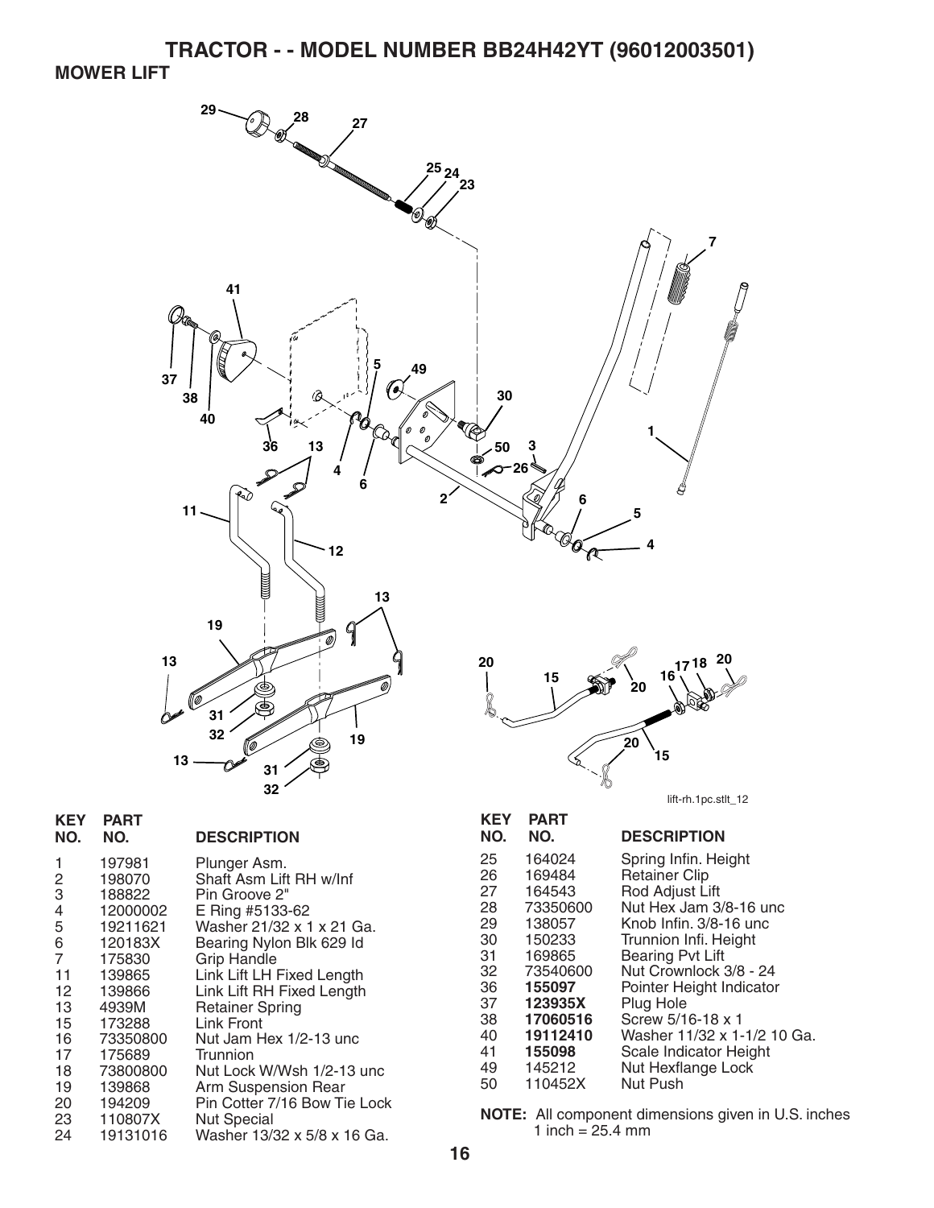# TRACTOR - - MODEL NUMBER BB24H42YT (96012003501)

## MOWER LIFT

lift-rh.1pc.stlt_12

| KEY NO. | PART NO. | DESCRIPTION |
|---|---|---|
| 1 | 197981 | Plunger Asm. |
| 2 | 198070 | Shaft Asm Lift RH w/Inf |
| 3 | 188822 | Pin Groove 2" |
| 4 | 12000002 | E Ring #5133-62 |
| 5 | 19211621 | Washer 21/32 x 1 x 21 Ga. |
| 6 | 120183X | Bearing Nylon Blk 629 Id |
| 7 | 175830 | Grip Handle |
| 11 | 139865 | Link Lift LH Fixed Length |
| 12 | 139866 | Link Lift RH Fixed Length |
| 13 | 4939M | Retainer Spring |
| 15 | 173288 | Link Front |
| 16 | 73350800 | Nut Jam Hex 1/2-13 unc |
| 17 | 175689 | Trunnion |
| 18 | 73800800 | Nut Lock W/Wsh 1/2-13 unc |
| 19 | 139868 | Arm Suspension Rear |
| 20 | 194209 | Pin Cotter 7/16 Bow Tie Lock |
| 23 | 110807X | Nut Special |
| 24 | 19131016 | Washer 13/32 x 5/8 x 16 Ga. |
| 25 | 164024 | Spring Infin. Height |
| 26 | 169484 | Retainer Clip |
| 27 | 164543 | Rod Adjust Lift |
| 28 | 73350600 | Nut Hex Jam 3/8-16 unc |
| 29 | 138057 | Knob Infin. 3/8-16 unc |
| 30 | 150233 | Trunnion Infi. Height |
| 31 | 169865 | Bearing Pvt Lift |
| 32 | 73540600 | Nut Crownlock 3/8 - 24 |
| 36 | **155097** | Pointer Height Indicator |
| 37 | **123935X** | Plug Hole |
| 38 | **17060516** | Screw 5/16-18 x 1 |
| 40 | **19112410** | Washer 11/32 x 1-1/2 10 Ga. |
| 41 | **155098** | Scale Indicator Height |
| 49 | 145212 | Nut Hexflange Lock |
| 50 | 110452X | Nut Push |

**NOTE:** All component dimensions given in U.S. inches
1 inch = 25.4 mm